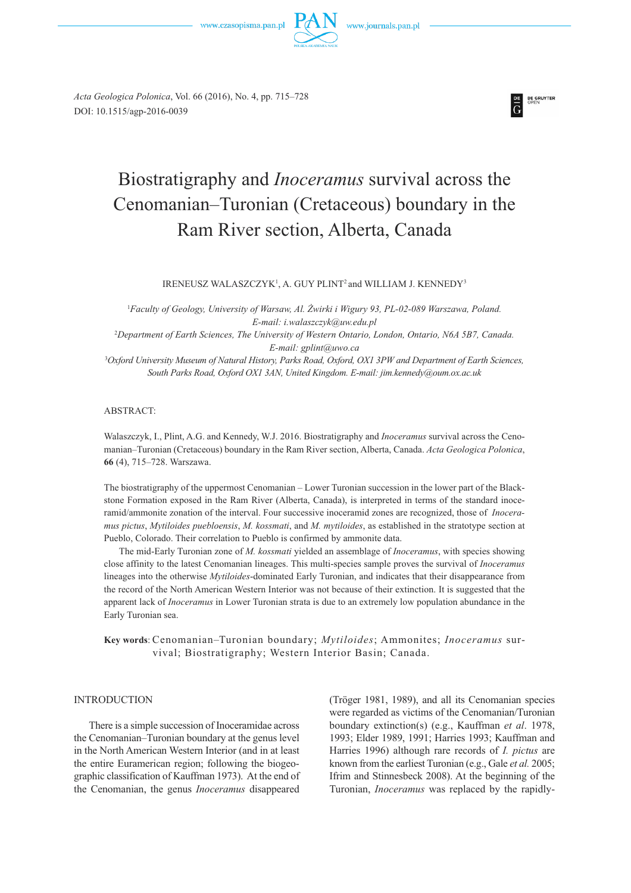Acta Geologica Polonica, Vol. 66 (2016), No. 4, pp. 715–728
DOI: 10.1515/agp-2016-0039

# Biostratigraphy and *Inoceramus* survival across the Cenomanian–Turonian (Cretaceous) boundary in the Ram River section, Alberta, Canada

IRENEUSZ WALASZCZYK[1], A. GUY PLINT[2] and WILLIAM J. KENNEDY[3]

[1]*Faculty of Geology, University of Warsaw, Al. Żwirki i Wigury 93, PL-02-089 Warszawa, Poland. E-mail: i.walaszczyk@uw.edu.pl*

[2]*Department of Earth Sciences, The University of Western Ontario, London, Ontario, N6A 5B7, Canada. E-mail: gplint@uwo.ca*

[3]*Oxford University Museum of Natural History, Parks Road, Oxford, OX1 3PW and Department of Earth Sciences, South Parks Road, Oxford OX1 3AN, United Kingdom. E-mail: jim.kennedy@oum.ox.ac.uk*

ABSTRACT:

Walaszczyk, I., Plint, A.G. and Kennedy, W.J. 2016. Biostratigraphy and *Inoceramus* survival across the Cenomanian–Turonian (Cretaceous) boundary in the Ram River section, Alberta, Canada. *Acta Geologica Polonica*, **66** (4), 715–728. Warszawa.

The biostratigraphy of the uppermost Cenomanian – Lower Turonian succession in the lower part of the Blackstone Formation exposed in the Ram River (Alberta, Canada), is interpreted in terms of the standard inoceramid/ammonite zonation of the interval. Four successive inoceramid zones are recognized, those of *Inoceramus pictus*, *Mytiloides puebloensis*, *M. kossmati*, and *M. mytiloides*, as established in the stratotype section at Pueblo, Colorado. Their correlation to Pueblo is confirmed by ammonite data.

The mid-Early Turonian zone of *M. kossmati* yielded an assemblage of *Inoceramus*, with species showing close affinity to the latest Cenomanian lineages. This multi-species sample proves the survival of *Inoceramus* lineages into the otherwise *Mytiloides*-dominated Early Turonian, and indicates that their disappearance from the record of the North American Western Interior was not because of their extinction. It is suggested that the apparent lack of *Inoceramus* in Lower Turonian strata is due to an extremely low population abundance in the Early Turonian sea.

**Key words**: Cenomanian–Turonian boundary; *Mytiloides*; Ammonites; *Inoceramus* survival; Biostratigraphy; Western Interior Basin; Canada.

## INTRODUCTION

There is a simple succession of Inoceramidae across the Cenomanian–Turonian boundary at the genus level in the North American Western Interior (and in at least the entire Euramerican region; following the biogeographic classification of Kauffman 1973). At the end of the Cenomanian, the genus *Inoceramus* disappeared (Tröger 1981, 1989), and all its Cenomanian species were regarded as victims of the Cenomanian/Turonian boundary extinction(s) (e.g., Kauffman *et al*. 1978, 1993; Elder 1989, 1991; Harries 1993; Kauffman and Harries 1996) although rare records of *I. pictus* are known from the earliest Turonian (e.g., Gale *et al.* 2005; Ifrim and Stinnesbeck 2008). At the beginning of the Turonian, *Inoceramus* was replaced by the rapidly-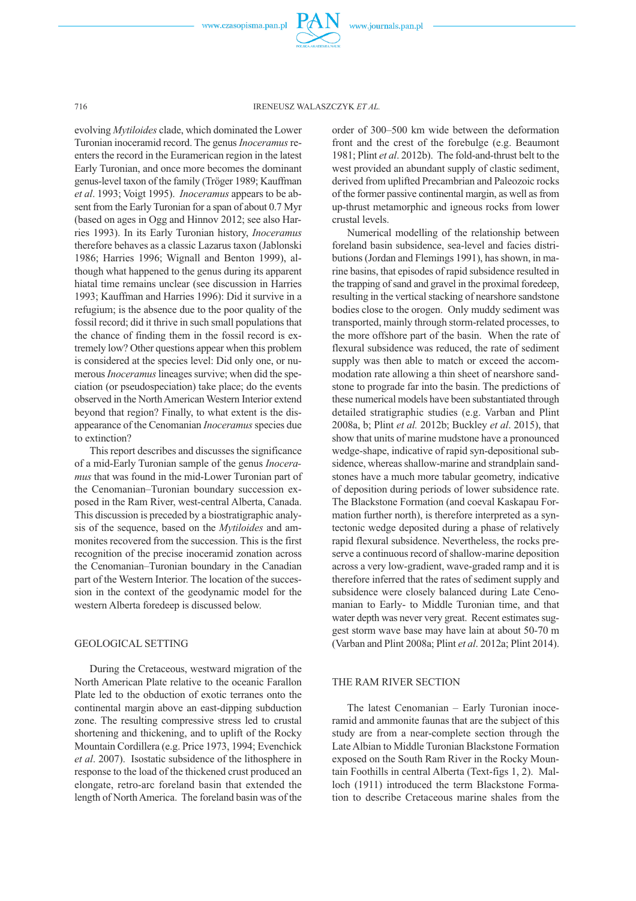evolving *Mytiloides* clade, which dominated the Lower Turonian inoceramid record. The genus *Inoceramus* re-enters the record in the Euramerican region in the latest Early Turonian, and once more becomes the dominant genus-level taxon of the family (Tröger 1989; Kauffman *et al*. 1993; Voigt 1995). *Inoceramus* appears to be absent from the Early Turonian for a span of about 0.7 Myr (based on ages in Ogg and Hinnov 2012; see also Harries 1993). In its Early Turonian history, *Inoceramus* therefore behaves as a classic Lazarus taxon (Jablonski 1986; Harries 1996; Wignall and Benton 1999), although what happened to the genus during its apparent hiatal time remains unclear (see discussion in Harries 1993; Kauffman and Harries 1996): Did it survive in a refugium; is the absence due to the poor quality of the fossil record; did it thrive in such small populations that the chance of finding them in the fossil record is extremely low? Other questions appear when this problem is considered at the species level: Did only one, or numerous *Inoceramus* lineages survive; when did the speciation (or pseudospeciation) take place; do the events observed in the North American Western Interior extend beyond that region? Finally, to what extent is the disappearance of the Cenomanian *Inoceramus* species due to extinction?

This report describes and discusses the significance of a mid-Early Turonian sample of the genus *Inoceramus* that was found in the mid-Lower Turonian part of the Cenomanian–Turonian boundary succession exposed in the Ram River, west-central Alberta, Canada. This discussion is preceded by a biostratigraphic analysis of the sequence, based on the *Mytiloides* and ammonites recovered from the succession. This is the first recognition of the precise inoceramid zonation across the Cenomanian–Turonian boundary in the Canadian part of the Western Interior. The location of the succession in the context of the geodynamic model for the western Alberta foredeep is discussed below.

## GEOLOGICAL SETTING

During the Cretaceous, westward migration of the North American Plate relative to the oceanic Farallon Plate led to the obduction of exotic terranes onto the continental margin above an east-dipping subduction zone. The resulting compressive stress led to crustal shortening and thickening, and to uplift of the Rocky Mountain Cordillera (e.g. Price 1973, 1994; Evenchick *et al*. 2007). Isostatic subsidence of the lithosphere in response to the load of the thickened crust produced an elongate, retro-arc foreland basin that extended the length of North America. The foreland basin was of the order of 300–500 km wide between the deformation front and the crest of the forebulge (e.g. Beaumont 1981; Plint *et al*. 2012b). The fold-and-thrust belt to the west provided an abundant supply of clastic sediment, derived from uplifted Precambrian and Paleozoic rocks of the former passive continental margin, as well as from up-thrust metamorphic and igneous rocks from lower crustal levels.

Numerical modelling of the relationship between foreland basin subsidence, sea-level and facies distributions (Jordan and Flemings 1991), has shown, in marine basins, that episodes of rapid subsidence resulted in the trapping of sand and gravel in the proximal foredeep, resulting in the vertical stacking of nearshore sandstone bodies close to the orogen. Only muddy sediment was transported, mainly through storm-related processes, to the more offshore part of the basin. When the rate of flexural subsidence was reduced, the rate of sediment supply was then able to match or exceed the accommodation rate allowing a thin sheet of nearshore sandstone to prograde far into the basin. The predictions of these numerical models have been substantiated through detailed stratigraphic studies (e.g. Varban and Plint 2008a, b; Plint *et al.* 2012b; Buckley *et al*. 2015), that show that units of marine mudstone have a pronounced wedge-shape, indicative of rapid syn-depositional subsidence, whereas shallow-marine and strandplain sandstones have a much more tabular geometry, indicative of deposition during periods of lower subsidence rate. The Blackstone Formation (and coeval Kaskapau Formation further north), is therefore interpreted as a syn-tectonic wedge deposited during a phase of relatively rapid flexural subsidence. Nevertheless, the rocks preserve a continuous record of shallow-marine deposition across a very low-gradient, wave-graded ramp and it is therefore inferred that the rates of sediment supply and subsidence were closely balanced during Late Cenomanian to Early- to Middle Turonian time, and that water depth was never very great. Recent estimates suggest storm wave base may have lain at about 50-70 m (Varban and Plint 2008a; Plint *et al*. 2012a; Plint 2014).

## THE RAM RIVER SECTION

The latest Cenomanian – Early Turonian inoceramid and ammonite faunas that are the subject of this study are from a near-complete section through the Late Albian to Middle Turonian Blackstone Formation exposed on the South Ram River in the Rocky Mountain Foothills in central Alberta (Text-figs 1, 2). Malloch (1911) introduced the term Blackstone Formation to describe Cretaceous marine shales from the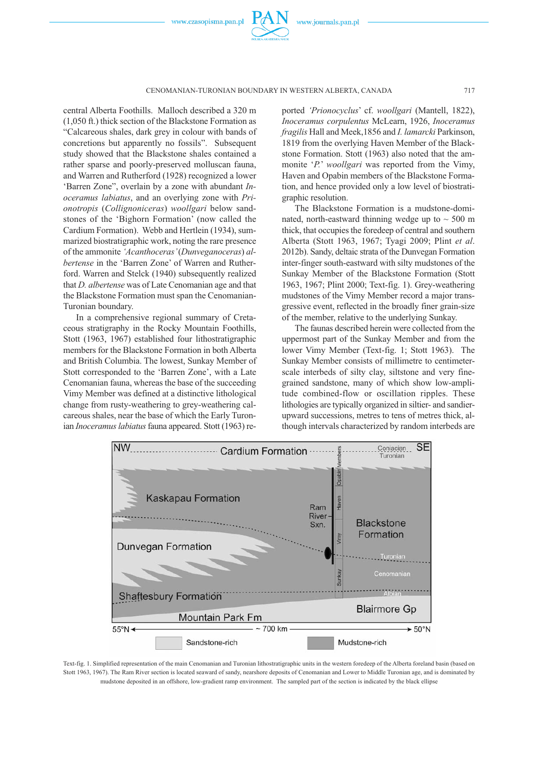central Alberta Foothills. Malloch described a 320 m (1,050 ft.) thick section of the Blackstone Formation as "Calcareous shales, dark grey in colour with bands of concretions but apparently no fossils". Subsequent study showed that the Blackstone shales contained a rather sparse and poorly-preserved molluscan fauna, and Warren and Rutherford (1928) recognized a lower 'Barren Zone", overlain by a zone with abundant *Inoceramus labiatus*, and an overlying zone with *Prionotropis* (*Collignoniceras*) *woollgari* below sandstones of the 'Bighorn Formation' (now called the Cardium Formation). Webb and Hertlein (1934), summarized biostratigraphic work, noting the rare presence of the ammonite *'Acanthoceras'* (*Dunveganoceras*) *albertense* in the 'Barren Zone' of Warren and Rutherford. Warren and Stelck (1940) subsequently realized that *D. albertense* was of Late Cenomanian age and that the Blackstone Formation must span the Cenomanian-Turonian boundary.

In a comprehensive regional summary of Cretaceous stratigraphy in the Rocky Mountain Foothills, Stott (1963, 1967) established four lithostratigraphic members for the Blackstone Formation in both Alberta and British Columbia. The lowest, Sunkay Member of Stott corresponded to the 'Barren Zone', with a Late Cenomanian fauna, whereas the base of the succeeding Vimy Member was defined at a distinctive lithological change from rusty-weathering to grey-weathering calcareous shales, near the base of which the Early Turonian *Inoceramus labiatus* fauna appeared. Stott (1963) reported *'Prionocyclus'* cf. *woollgari* (Mantell, 1822), *Inoceramus corpulentus* McLearn, 1926, *Inoceramus fragilis* Hall and Meek,1856 and *I. lamarcki* Parkinson, 1819 from the overlying Haven Member of the Blackstone Formation. Stott (1963) also noted that the ammonite '*P.*' *woollgari* was reported from the Vimy, Haven and Opabin members of the Blackstone Formation, and hence provided only a low level of biostratigraphic resolution.

The Blackstone Formation is a mudstone-dominated, north-eastward thinning wedge up to ~ 500 m thick, that occupies the foredeep of central and southern Alberta (Stott 1963, 1967; Tyagi 2009; Plint *et al*. 2012b). Sandy, deltaic strata of the Dunvegan Formation inter-finger south-eastward with silty mudstones of the Sunkay Member of the Blackstone Formation (Stott 1963, 1967; Plint 2000; Text-fig. 1). Grey-weathering mudstones of the Vimy Member record a major transgressive event, reflected in the broadly finer grain-size of the member, relative to the underlying Sunkay.

The faunas described herein were collected from the uppermost part of the Sunkay Member and from the lower Vimy Member (Text-fig. 1; Stott 1963). The Sunkay Member consists of millimetre to centimeter-scale interbeds of silty clay, siltstone and very fine-grained sandstone, many of which show low-amplitude combined-flow or oscillation ripples. These lithologies are typically organized in siltier- and sandier-upward successions, metres to tens of metres thick, although intervals characterized by random interbeds are

NW
Cardium Formation
Coniacian
Turonian
SE
Members
Opabin
Haven
Vimy
Sunkay
Kaskapau Formation
Ram River Sxn.
Blackstone Formation
Dunvegan Formation
Turonian
Cenomanian
Albian
Shaftesbury Formation
Blairmore Gp
Mountain Park Fm
55°N
~ 700 km
50°N
Sandstone-rich
Mudstone-rich

Text-fig. 1. Simplified representation of the main Cenomanian and Turonian lithostratigraphic units in the western foredeep of the Alberta foreland basin (based on Stott 1963, 1967). The Ram River section is located seaward of sandy, nearshore deposits of Cenomanian and Lower to Middle Turonian age, and is dominated by mudstone deposited in an offshore, low-gradient ramp environment. The sampled part of the section is indicated by the black ellipse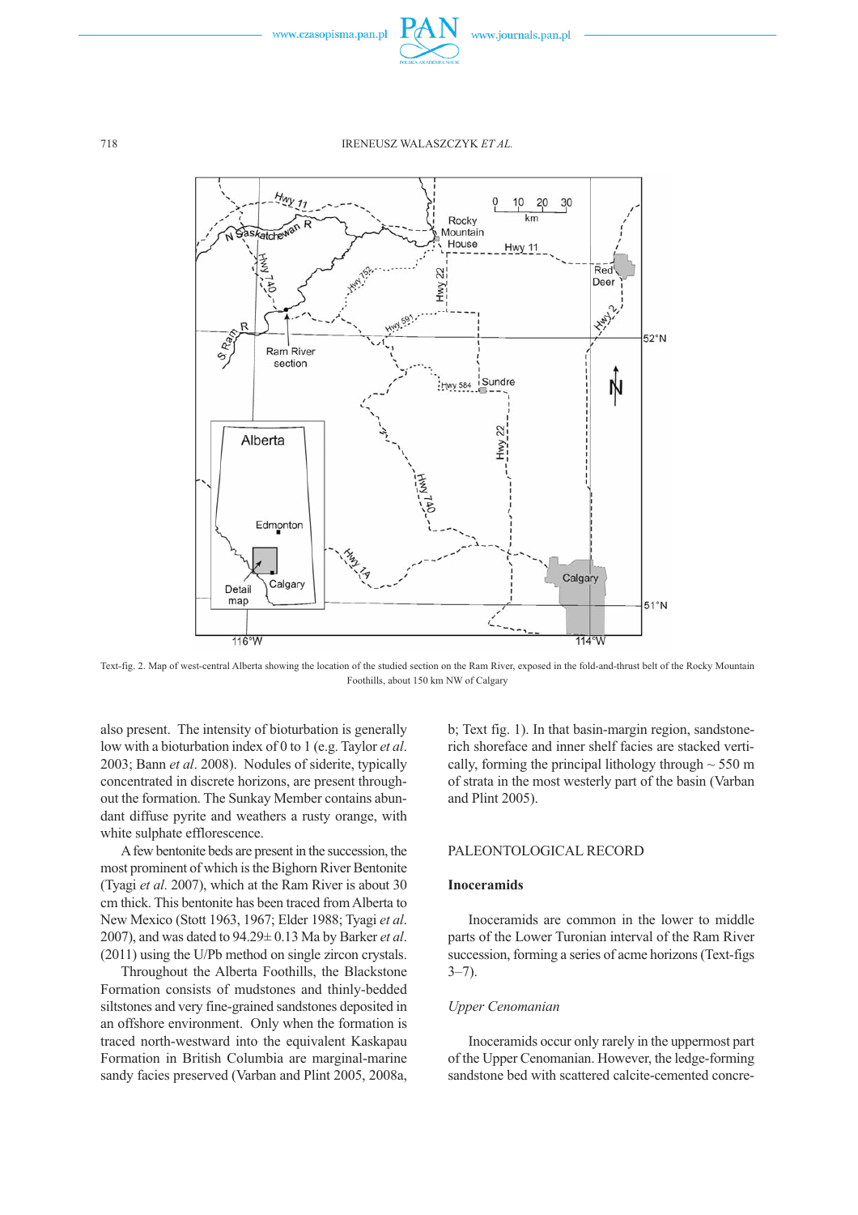Hwy 11

N Saskatchewan R

Rocky Mountain House

0 10 20 30 km

Hwy 11

Red Deer

Hwy 740

Hwy 752

Hwy 22

Hwy 591

Hwy 2

S Ram R

Ram River section

52°N

Hwy 584

Sundre

N

Alberta

Hwy 22

Hwy 740

Edmonton

Hwy 1A

Calgary

Detail map

Calgary

51°N

116°W

114°W

Text-fig. 2. Map of west-central Alberta showing the location of the studied section on the Ram River, exposed in the fold-and-thrust belt of the Rocky Mountain Foothills, about 150 km NW of Calgary

also present. The intensity of bioturbation is generally low with a bioturbation index of 0 to 1 (e.g. Taylor *et al*. 2003; Bann *et al*. 2008). Nodules of siderite, typically concentrated in discrete horizons, are present throughout the formation. The Sunkay Member contains abundant diffuse pyrite and weathers a rusty orange, with white sulphate efflorescence.

A few bentonite beds are present in the succession, the most prominent of which is the Bighorn River Bentonite (Tyagi *et al*. 2007), which at the Ram River is about 30 cm thick. This bentonite has been traced from Alberta to New Mexico (Stott 1963, 1967; Elder 1988; Tyagi *et al*. 2007), and was dated to 94.29± 0.13 Ma by Barker *et al*. (2011) using the U/Pb method on single zircon crystals.

Throughout the Alberta Foothills, the Blackstone Formation consists of mudstones and thinly-bedded siltstones and very fine-grained sandstones deposited in an offshore environment. Only when the formation is traced north-westward into the equivalent Kaskapau Formation in British Columbia are marginal-marine sandy facies preserved (Varban and Plint 2005, 2008a, b; Text fig. 1). In that basin-margin region, sandstone-rich shoreface and inner shelf facies are stacked vertically, forming the principal lithology through ~ 550 m of strata in the most westerly part of the basin (Varban and Plint 2005).

## PALEONTOLOGICAL RECORD

### Inoceramids

Inoceramids are common in the lower to middle parts of the Lower Turonian interval of the Ram River succession, forming a series of acme horizons (Text-figs 3–7).

#### *Upper Cenomanian*

Inoceramids occur only rarely in the uppermost part of the Upper Cenomanian. However, the ledge-forming sandstone bed with scattered calcite-cemented concre-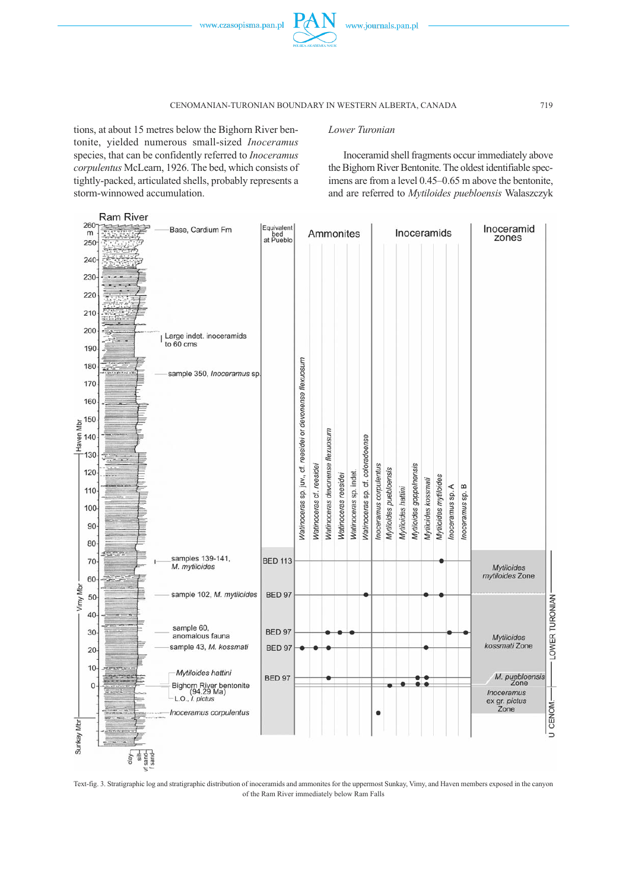tions, at about 15 metres below the Bighorn River bentonite, yielded numerous small-sized *Inoceramus* species, that can be confidently referred to *Inoceramus corpulentus* McLearn, 1926. The bed, which consists of tightly-packed, articulated shells, probably represents a storm-winnowed accumulation.

*Lower Turonian*

Inoceramid shell fragments occur immediately above the Bighorn River Bentonite. The oldest identifiable specimens are from a level 0.45–0.65 m above the bentonite, and are referred to *Mytiloides puebloensis* Walaszczyk

Ram River

260 m, 250, 240, 230, 220, 210, 200, 190, 180, 170, 160, 150, 140, 130, 120, 110, 100, 90, 80, 70, 60, 50, 40, 30, 20, 10, 0

Haven Mbr

Vimy Mbr

Sunkay Mbr

clay, silt, vf sand, f sand

Base, Cardium Fm

Large indet. inoceramids to 60 cms

sample 350, *Inoceramus* sp.

samples 139-141, *M. mytiloides*

sample 102, *M. mytiloides*

sample 60, anomalous fauna

sample 43, *M. kossmati*

*Mytiloides hattini*

Bighorn River bentonite (94.29 Ma)

L.O., *I. pictus*

*Inoceramus corpulentus*

Equivalent bed at Pueblo

BED 113

BED 97

BED 97

BED 97

BED 97

Ammonites

*Watinoceras* sp. juv., cf. *reesidei* or *devonense flexuosum*

*Watinoceras* cf. *reesidei*

*Watinoceras devonense flexuosum*

*Watinoceras reesidei*

*Watinoceras* sp. indet.

*Watinoceras* sp. cf. *coloradoense*

Inoceramids

*Inoceramus corpulentus*

*Mytiloides puebloensis*

*Mytiloides hattini*

*Mytiloides goppelnensis*

*Mytiloides kossmati*

*Mytiloides mytiloides*

*Inoceramus* sp. A

*Inoceramus* sp. B

Inoceramid zones

*Mytiloides mytiloides* Zone

*Mytiloides kossmati* Zone

*M. puebloensis* Zone

*Inoceramus* ex gr. *pictus* Zone

LOWER TURONIAN

U CENOM

Text-fig. 3. Stratigraphic log and stratigraphic distribution of inoceramids and ammonites for the uppermost Sunkay, Vimy, and Haven members exposed in the canyon of the Ram River immediately below Ram Falls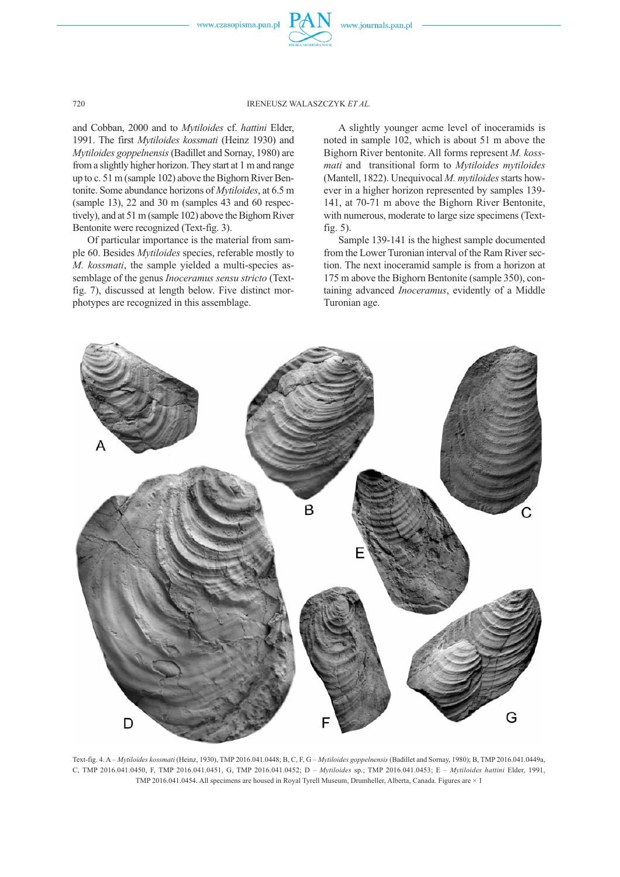and Cobban, 2000 and to *Mytiloides* cf. *hattini* Elder, 1991. The first *Mytiloides kossmati* (Heinz 1930) and *Mytiloides goppelnensis* (Badillet and Sornay, 1980) are from a slightly higher horizon. They start at 1 m and range up to c. 51 m (sample 102) above the Bighorn River Bentonite. Some abundance horizons of *Mytiloides*, at 6.5 m (sample 13), 22 and 30 m (samples 43 and 60 respectively), and at 51 m (sample 102) above the Bighorn River Bentonite were recognized (Text-fig. 3).

Of particular importance is the material from sample 60. Besides *Mytiloides* species, referable mostly to *M. kossmati*, the sample yielded a multi-species assemblage of the genus *Inoceramus sensu stricto* (Text-fig. 7), discussed at length below. Five distinct morphotypes are recognized in this assemblage.

A slightly younger acme level of inoceramids is noted in sample 102, which is about 51 m above the Bighorn River bentonite. All forms represent *M. kossmati* and transitional form to *Mytiloides mytiloides* (Mantell, 1822). Unequivocal *M. mytiloides* starts however in a higher horizon represented by samples 139-141, at 70-71 m above the Bighorn River Bentonite, with numerous, moderate to large size specimens (Text-fig. 5).

Sample 139-141 is the highest sample documented from the Lower Turonian interval of the Ram River section. The next inoceramid sample is from a horizon at 175 m above the Bighorn Bentonite (sample 350), containing advanced *Inoceramus*, evidently of a Middle Turonian age.

Text-fig. 4. A – *Mytiloides kossmati* (Heinz, 1930), TMP 2016.041.0448; B, C, F, G – *Mytiloides goppelnensis* (Badillet and Sornay, 1980); B, TMP 2016.041.0449a, C, TMP 2016.041.0450, F, TMP 2016.041.0451, G, TMP 2016.041.0452; D – *Mytiloides* sp.; TMP 2016.041.0453; E – *Mytiloides hattini* Elder, 1991, TMP 2016.041.0454. All specimens are housed in Royal Tyrell Museum, Drumheller, Alberta, Canada. Figures are × 1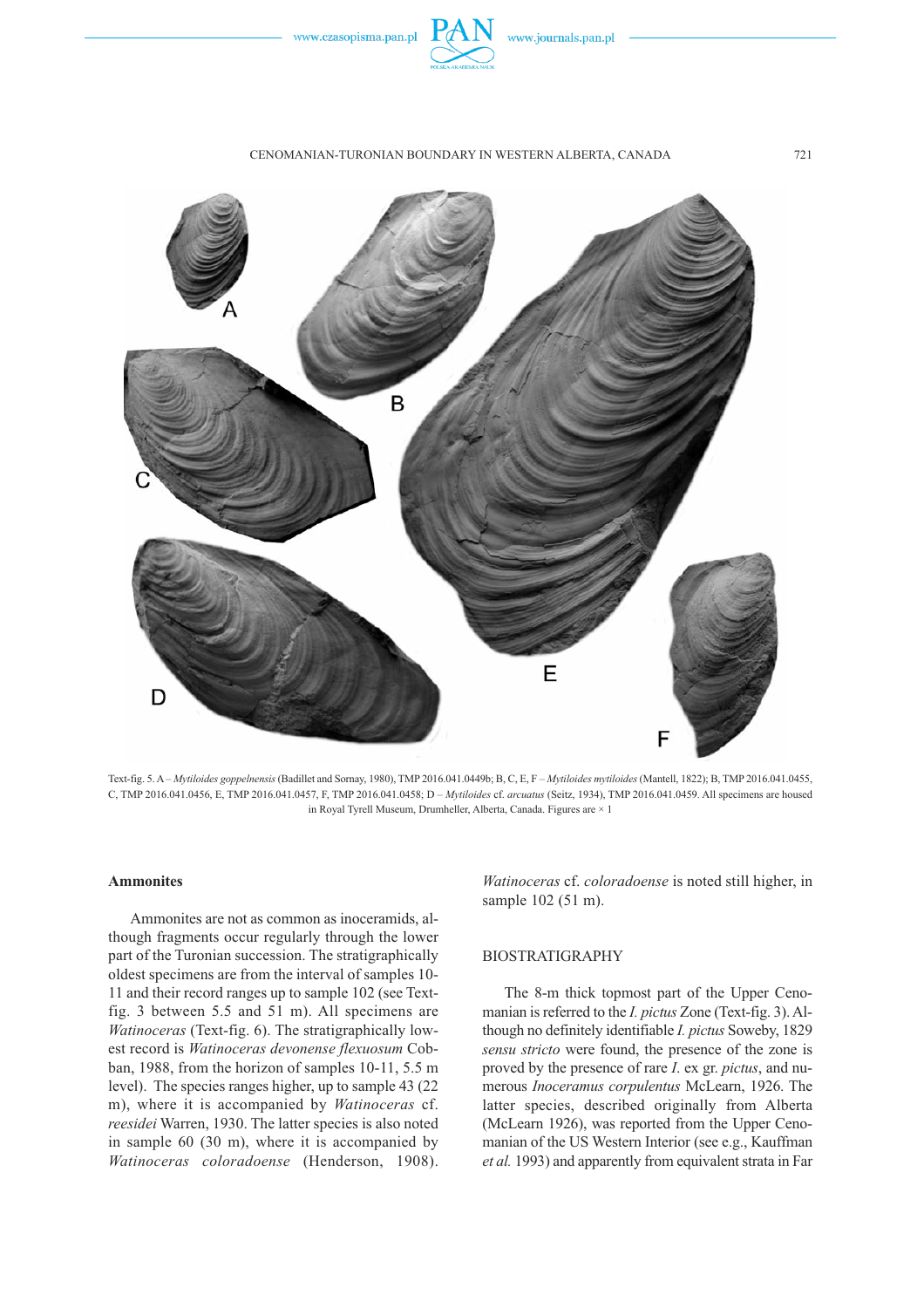A

B

C

D

E

F

Text-fig. 5. A – *Mytiloides goppelnensis* (Badillet and Sornay, 1980), TMP 2016.041.0449b; B, C, E, F – *Mytiloides mytiloides* (Mantell, 1822); B, TMP 2016.041.0455, C, TMP 2016.041.0456, E, TMP 2016.041.0457, F, TMP 2016.041.0458; D – *Mytiloides* cf. *arcuatus* (Seitz, 1934), TMP 2016.041.0459. All specimens are housed in Royal Tyrell Museum, Drumheller, Alberta, Canada. Figures are × 1

### Ammonites

Ammonites are not as common as inoceramids, although fragments occur regularly through the lower part of the Turonian succession. The stratigraphically oldest specimens are from the interval of samples 10-11 and their record ranges up to sample 102 (see Text-fig. 3 between 5.5 and 51 m). All specimens are *Watinoceras* (Text-fig. 6). The stratigraphically lowest record is *Watinoceras devonense flexuosum* Cobban, 1988, from the horizon of samples 10-11, 5.5 m level). The species ranges higher, up to sample 43 (22 m), where it is accompanied by *Watinoceras* cf. *reesidei* Warren, 1930. The latter species is also noted in sample 60 (30 m), where it is accompanied by *Watinoceras coloradoense* (Henderson, 1908). *Watinoceras* cf. *coloradoense* is noted still higher, in sample 102 (51 m).

## BIOSTRATIGRAPHY

The 8-m thick topmost part of the Upper Cenomanian is referred to the *I. pictus* Zone (Text-fig. 3). Although no definitely identifiable *I. pictus* Soweby, 1829 *sensu stricto* were found, the presence of the zone is proved by the presence of rare *I.* ex gr. *pictus*, and numerous *Inoceramus corpulentus* McLearn, 1926. The latter species, described originally from Alberta (McLearn 1926), was reported from the Upper Cenomanian of the US Western Interior (see e.g., Kauffman *et al.* 1993) and apparently from equivalent strata in Far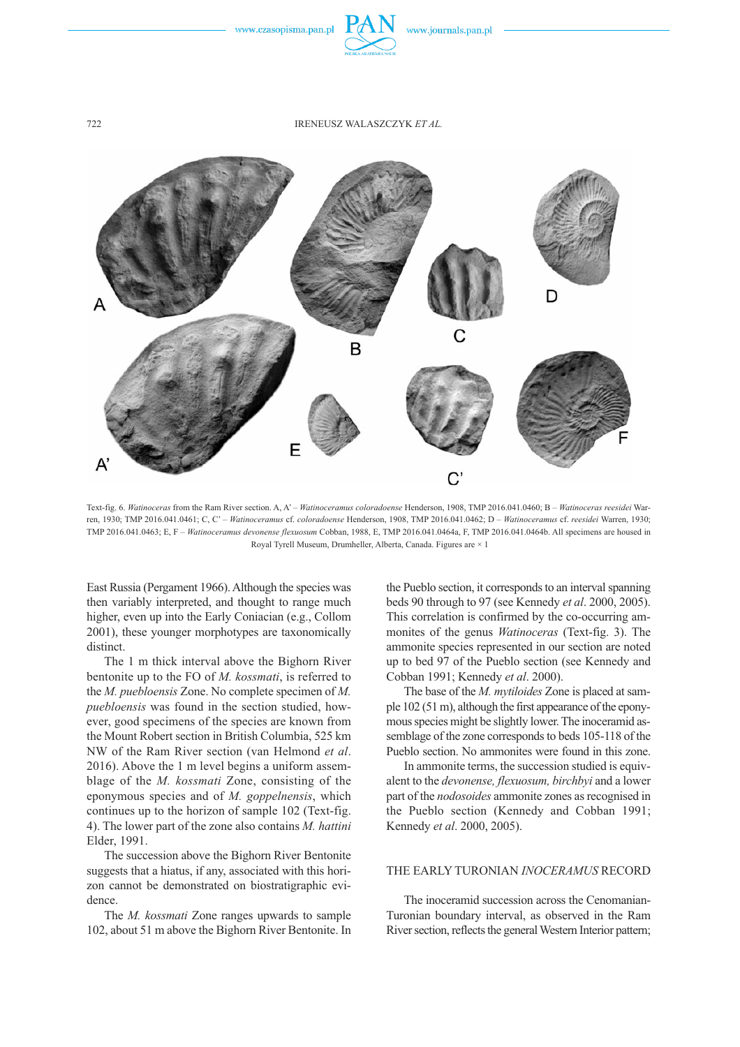A

A'

B

C

C'

D

E

F

Text-fig. 6. *Watinoceras* from the Ram River section. A, A' – *Watinoceramus coloradoense* Henderson, 1908, TMP 2016.041.0460; B – *Watinoceras reesidei* Warren, 1930; TMP 2016.041.0461; C, C' – *Watinoceramus* cf. *coloradoense* Henderson, 1908, TMP 2016.041.0462; D – *Watinoceramus* cf. *reesidei* Warren, 1930; TMP 2016.041.0463; E, F – *Watinoceramus devonense flexuosum* Cobban, 1988, E, TMP 2016.041.0464a, F, TMP 2016.041.0464b. All specimens are housed in Royal Tyrell Museum, Drumheller, Alberta, Canada. Figures are × 1

East Russia (Pergament 1966). Although the species was then variably interpreted, and thought to range much higher, even up into the Early Coniacian (e.g., Collom 2001), these younger morphotypes are taxonomically distinct.

The 1 m thick interval above the Bighorn River bentonite up to the FO of *M. kossmati*, is referred to the *M. puebloensis* Zone. No complete specimen of *M. puebloensis* was found in the section studied, however, good specimens of the species are known from the Mount Robert section in British Columbia, 525 km NW of the Ram River section (van Helmond *et al*. 2016). Above the 1 m level begins a uniform assemblage of the *M. kossmati* Zone, consisting of the eponymous species and of *M. goppelnensis*, which continues up to the horizon of sample 102 (Text-fig. 4). The lower part of the zone also contains *M. hattini* Elder, 1991.

The succession above the Bighorn River Bentonite suggests that a hiatus, if any, associated with this horizon cannot be demonstrated on biostratigraphic evidence.

The *M. kossmati* Zone ranges upwards to sample 102, about 51 m above the Bighorn River Bentonite. In the Pueblo section, it corresponds to an interval spanning beds 90 through to 97 (see Kennedy *et al*. 2000, 2005). This correlation is confirmed by the co-occurring ammonites of the genus *Watinoceras* (Text-fig. 3). The ammonite species represented in our section are noted up to bed 97 of the Pueblo section (see Kennedy and Cobban 1991; Kennedy *et al*. 2000).

The base of the *M. mytiloides* Zone is placed at sample 102 (51 m), although the first appearance of the eponymous species might be slightly lower. The inoceramid assemblage of the zone corresponds to beds 105-118 of the Pueblo section. No ammonites were found in this zone.

In ammonite terms, the succession studied is equivalent to the *devonense, flexuosum, birchbyi* and a lower part of the *nodosoides* ammonite zones as recognised in the Pueblo section (Kennedy and Cobban 1991; Kennedy *et al*. 2000, 2005).

## THE EARLY TURONIAN *INOCERAMUS* RECORD

The inoceramid succession across the Cenomanian-Turonian boundary interval, as observed in the Ram River section, reflects the general Western Interior pattern;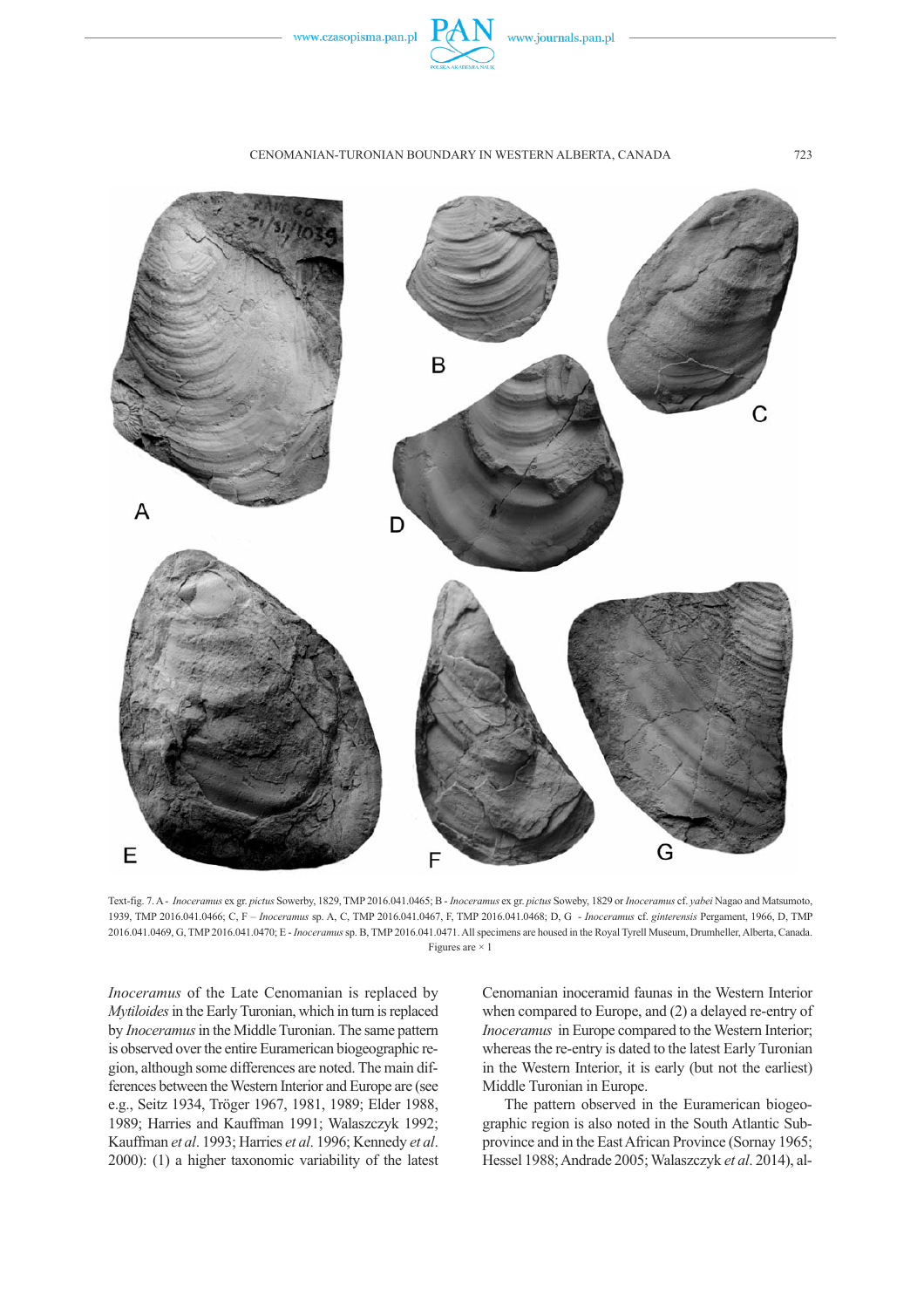Text-fig. 7. A - *Inoceramus* ex gr. *pictus* Sowerby, 1829, TMP 2016.041.0465; B - *Inoceramus* ex gr. *pictus* Sowerby, 1829 or *Inoceramus* cf. *yabei* Nagao and Matsumoto, 1939, TMP 2016.041.0466; C, F – *Inoceramus* sp. A, C, TMP 2016.041.0467, F, TMP 2016.041.0468; D, G - *Inoceramus* cf. *ginterensis* Pergament, 1966, D, TMP 2016.041.0469, G, TMP 2016.041.0470; E - *Inoceramus* sp. B, TMP 2016.041.0471. All specimens are housed in the Royal Tyrell Museum, Drumheller, Alberta, Canada. Figures are × 1

*Inoceramus* of the Late Cenomanian is replaced by *Mytiloides* in the Early Turonian, which in turn is replaced by *Inoceramus* in the Middle Turonian. The same pattern is observed over the entire Euramerican biogeographic region, although some differences are noted. The main differences between the Western Interior and Europe are (see e.g., Seitz 1934, Tröger 1967, 1981, 1989; Elder 1988, 1989; Harries and Kauffman 1991; Walaszczyk 1992; Kauffman *et al*. 1993; Harries *et al*. 1996; Kennedy *et al*. 2000): (1) a higher taxonomic variability of the latest Cenomanian inoceramid faunas in the Western Interior when compared to Europe, and (2) a delayed re-entry of *Inoceramus* in Europe compared to the Western Interior; whereas the re-entry is dated to the latest Early Turonian in the Western Interior, it is early (but not the earliest) Middle Turonian in Europe.

The pattern observed in the Euramerican biogeographic region is also noted in the South Atlantic Subprovince and in the East African Province (Sornay 1965; Hessel 1988; Andrade 2005; Walaszczyk *et al*. 2014), al-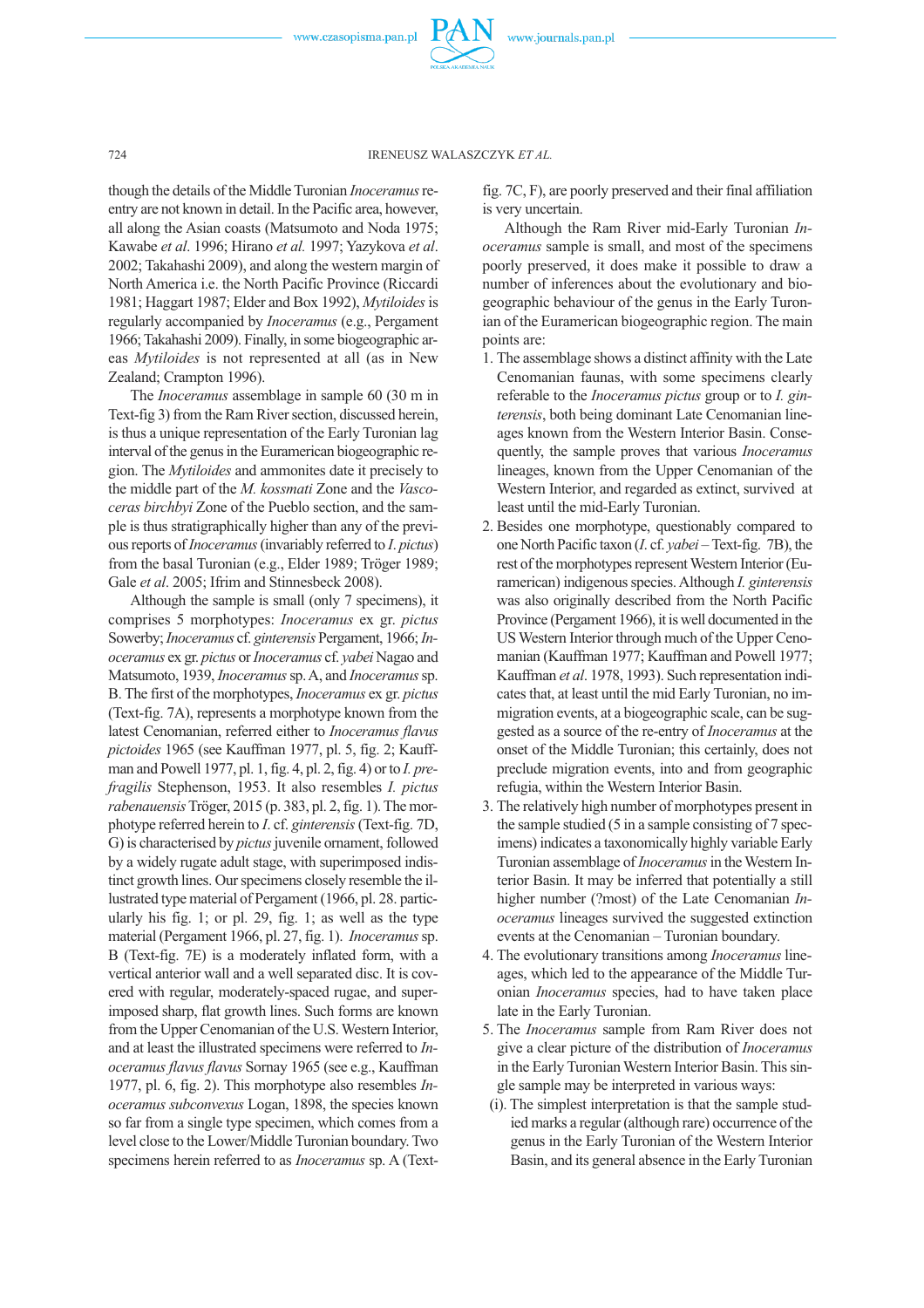though the details of the Middle Turonian *Inoceramus* re-entry are not known in detail. In the Pacific area, however, all along the Asian coasts (Matsumoto and Noda 1975; Kawabe *et al*. 1996; Hirano *et al.* 1997; Yazykova *et al*. 2002; Takahashi 2009), and along the western margin of North America i.e. the North Pacific Province (Riccardi 1981; Haggart 1987; Elder and Box 1992), *Mytiloides* is regularly accompanied by *Inoceramus* (e.g., Pergament 1966; Takahashi 2009). Finally, in some biogeographic areas *Mytiloides* is not represented at all (as in New Zealand; Crampton 1996).

The *Inoceramus* assemblage in sample 60 (30 m in Text-fig 3) from the Ram River section, discussed herein, is thus a unique representation of the Early Turonian lag interval of the genus in the Euramerican biogeographic region. The *Mytiloides* range of that sample, it is precisely to the middle part of the *M. kossmati* Zone and the *Vascoceras birchbyi* Zone of the Pueblo section, and the sample is thus stratigraphically higher than any of the previous reports of *Inoceramus* (invariably referred to *I. pictus*) from the basal Turonian (e.g., Elder 1989; Tröger 1989; Gale *et al*. 2005; Ifrim and Stinnesbeck 2008).

Although the sample is small (only 7 specimens), it comprises 5 morphotypes: *Inoceramus* ex gr. *pictus* Sowerby; *Inoceramus* cf. *ginterensis* Pergament, 1966; *Inoceramus* ex gr. *pictus* or *Inoceramus* cf. *yabei* Nagao and Matsumoto, 1939, *Inoceramus* sp. A, and *Inoceramus* sp. B. The first of the morphotypes, *Inoceramus* ex gr. *pictus* (Text-fig. 7A), represents a morphotype known from the latest Cenomanian, referred either to *Inoceramus flavus pictoides* 1965 (see Kauffman 1977, pl. 5, fig. 2; Kauffman and Powell 1977, pl. 1, fig. 4, pl. 2, fig. 4) or to *I. prefragilis* Stephenson, 1953. It also resembles *I. pictus rabenauensis* Tröger, 2015 (p. 383, pl. 2, fig. 1). The morphotype referred herein to *I*. cf. *ginterensis* (Text-fig. 7D, G) is characterised by *pictus* juvenile ornament, followed by a widely rugate adult stage, with superimposed indistinct growth lines. Our specimens closely resemble the illustrated type material of Pergament (1966, pl. 28. particularly his fig. 1; or pl. 29, fig. 1; as well as the type material (Pergament 1966, pl. 27, fig. 1). *Inoceramus* sp. B (Text-fig. 7E) is a moderately inflated form, with a vertical anterior wall and a well separated disc. It is covered with regular, moderately-spaced rugae, and superimposed sharp, flat growth lines. Such forms are known from the Upper Cenomanian of the U.S. Western Interior, and at least the illustrated specimens were referred to *Inoceramus flavus flavus* Sornay 1965 (see e.g., Kauffman 1977, pl. 6, fig. 2). This morphotype also resembles *Inoceramus subconvexus* Logan, 1898, the species known so far from a single type specimen, which comes from a level close to the Lower/Middle Turonian boundary. Two specimens herein referred to as *Inoceramus* sp. A (Text-fig. 7C, F), are poorly preserved and their final affiliation is very uncertain.

Although the Ram River mid-Early Turonian *Inoceramus* sample is small, and most of the specimens poorly preserved, it does make it possible to draw a number of inferences about the evolutionary and biogeographic behaviour of the genus in the Early Turonian of the Euramerican biogeographic region. The main points are:

1. The assemblage shows a distinct affinity with the Late Cenomanian faunas, with some specimens clearly referable to the *Inoceramus pictus* group or to *I. ginterensis*, both being dominant Late Cenomanian lineages known from the Western Interior Basin. Consequently, the sample proves that various *Inoceramus* lineages, known from the Upper Cenomanian of the Western Interior, and regarded as extinct, survived at least until the mid-Early Turonian.
2. Besides one morphotype, questionably compared to one North Pacific taxon (*I*. cf. *yabei* – Text-fig. 7B), the rest of the morphotypes represent Western Interior (Euramerican) indigenous species. Although *I. ginterensis* was also originally described from the North Pacific Province (Pergament 1966), it is well documented in the US Western Interior through much of the Upper Cenomanian (Kauffman 1977; Kauffman and Powell 1977; Kauffman *et al*. 1978, 1993). Such representation indicates that, at least until the mid Early Turonian, no immigration events, at a biogeographic scale, can be suggested as a source of the re-entry of *Inoceramus* at the onset of the Middle Turonian; this certainly, does not preclude migration events, into and from geographic refugia, within the Western Interior Basin.
3. The relatively high number of morphotypes present in the sample studied (5 in a sample consisting of 7 specimens) indicates a taxonomically highly variable Early Turonian assemblage of *Inoceramus* in the Western Interior Basin. It may be inferred that potentially a still higher number (?most) of the Late Cenomanian *Inoceramus* lineages survived the suggested extinction events at the Cenomanian – Turonian boundary.
4. The evolutionary transitions among *Inoceramus* lineages, which led to the appearance of the Middle Turonian *Inoceramus* species, had to have taken place late in the Early Turonian.
5. The *Inoceramus* sample from Ram River does not give a clear picture of the distribution of *Inoceramus* in the Early Turonian Western Interior Basin. This single sample may be interpreted in various ways:
   (i). The simplest interpretation is that the sample studied marks a regular (although rare) occurrence of the genus in the Early Turonian of the Western Interior Basin, and its general absence in the Early Turonian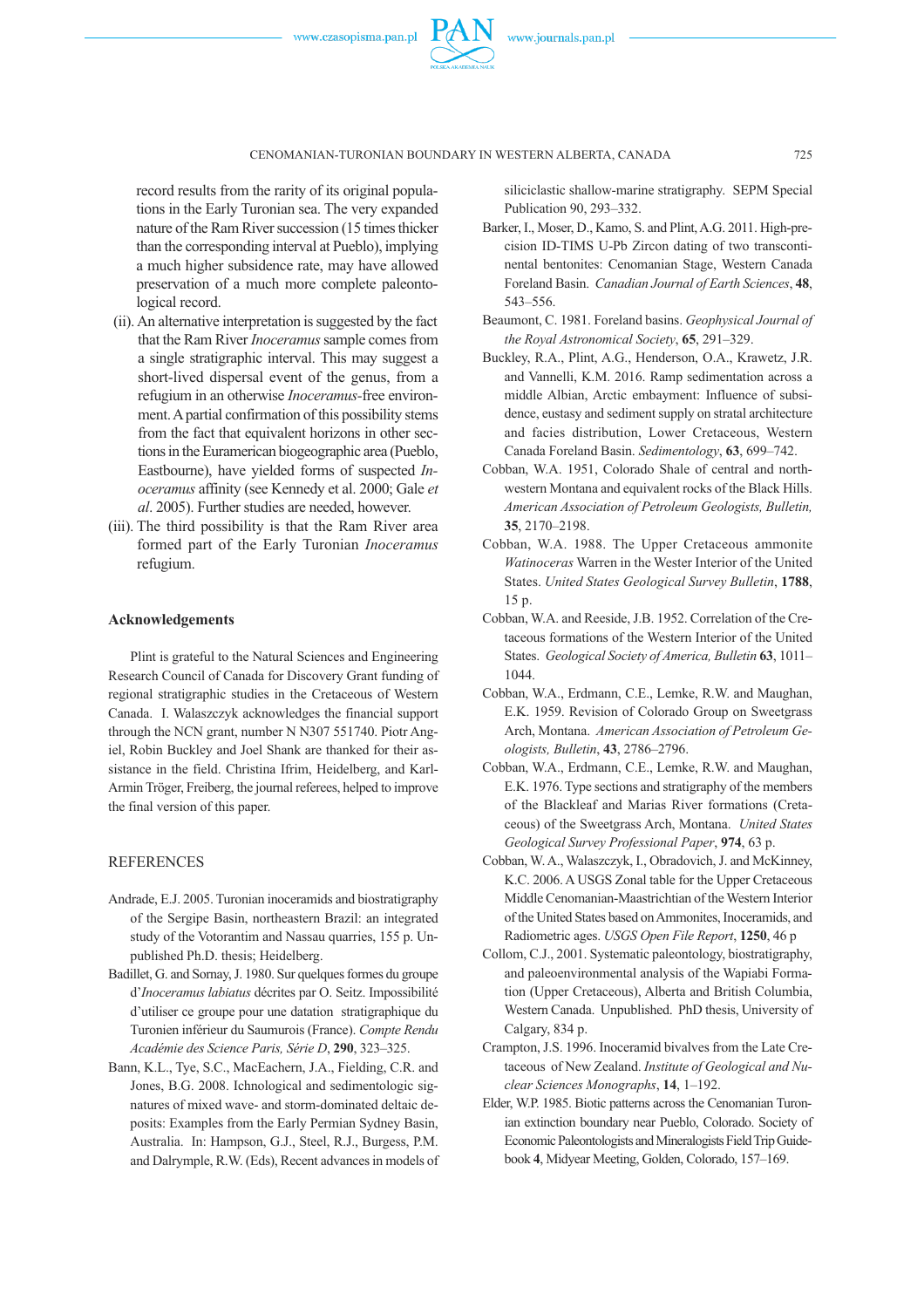record results from the rarity of its original populations in the Early Turonian sea. The very expanded nature of the Ram River succession (15 times thicker than the corresponding interval at Pueblo), implying a much higher subsidence rate, may have allowed preservation of a much more complete paleontological record.

(ii). An alternative interpretation is suggested by the fact that the Ram River *Inoceramus* sample comes from a single stratigraphic interval. This may suggest a short-lived dispersal event of the genus, from a refugium in an otherwise *Inoceramus*-free environment. A partial confirmation of this possibility stems from the fact that equivalent horizons in other sections in the Euramerican biogeographic area (Pueblo, Eastbourne), have yielded forms of suspected *Inoceramus* affinity (see Kennedy et al. 2000; Gale *et al*. 2005). Further studies are needed, however.

(iii). The third possibility is that the Ram River area formed part of the Early Turonian *Inoceramus* refugium.

## Acknowledgements

Plint is grateful to the Natural Sciences and Engineering Research Council of Canada for Discovery Grant funding of regional stratigraphic studies in the Cretaceous of Western Canada. I. Walaszczyk acknowledges the financial support through the NCN grant, number N N307 551740. Piotr Angiel, Robin Buckley and Joel Shank are thanked for their assistance in the field. Christina Ifrim, Heidelberg, and Karl-Armin Tröger, Freiberg, the journal referees, helped to improve the final version of this paper.

## REFERENCES

Andrade, E.J. 2005. Turonian inoceramids and biostratigraphy of the Sergipe Basin, northeastern Brazil: an integrated study of the Votorantim and Nassau quarries, 155 p. Unpublished Ph.D. thesis; Heidelberg.

Badillet, G. and Sornay, J. 1980. Sur quelques formes du groupe d'*Inoceramus labiatus* décrites par O. Seitz. Impossibilité d'utiliser ce groupe pour une datation stratigraphique du Turonien inférieur du Saumurois (France). *Compte Rendu Académie des Science Paris, Série D*, **290**, 323–325.

Bann, K.L., Tye, S.C., MacEachern, J.A., Fielding, C.R. and Jones, B.G. 2008. Ichnological and sedimentologic signatures of mixed wave- and storm-dominated deltaic deposits: Examples from the Early Permian Sydney Basin, Australia. In: Hampson, G.J., Steel, R.J., Burgess, P.M. and Dalrymple, R.W. (Eds), Recent advances in models of siliciclastic shallow-marine stratigraphy. SEPM Special Publication 90, 293–332.

Barker, I., Moser, D., Kamo, S. and Plint, A.G. 2011. High-precision ID-TIMS U-Pb Zircon dating of two transcontinental bentonites: Cenomanian Stage, Western Canada Foreland Basin. *Canadian Journal of Earth Sciences*, **48**, 543–556.

Beaumont, C. 1981. Foreland basins. *Geophysical Journal of the Royal Astronomical Society*, **65**, 291–329.

Buckley, R.A., Plint, A.G., Henderson, O.A., Krawetz, J.R. and Vannelli, K.M. 2016. Ramp sedimentation across a middle Albian, Arctic embayment: Influence of subsidence, eustasy and sediment supply on stratal architecture and facies distribution, Lower Cretaceous, Western Canada Foreland Basin. *Sedimentology*, **63**, 699–742.

Cobban, W.A. 1951, Colorado Shale of central and northwestern Montana and equivalent rocks of the Black Hills. *American Association of Petroleum Geologists, Bulletin,* **35**, 2170–2198.

Cobban, W.A. 1988. The Upper Cretaceous ammonite *Watinoceras* Warren in the Wester Interior of the United States. *United States Geological Survey Bulletin*, **1788**, 15 p.

Cobban, W.A. and Reeside, J.B. 1952. Correlation of the Cretaceous formations of the Western Interior of the United States. *Geological Society of America, Bulletin* **63**, 1011–1044.

Cobban, W.A., Erdmann, C.E., Lemke, R.W. and Maughan, E.K. 1959. Revision of Colorado Group on Sweetgrass Arch, Montana. *American Association of Petroleum Geologists, Bulletin*, **43**, 2786–2796.

Cobban, W.A., Erdmann, C.E., Lemke, R.W. and Maughan, E.K. 1976. Type sections and stratigraphy of the members of the Blackleaf and Marias River formations (Cretaceous) of the Sweetgrass Arch, Montana. *United States Geological Survey Professional Paper*, **974**, 63 p.

Cobban, W. A., Walaszczyk, I., Obradovich, J. and McKinney, K.C. 2006. A USGS Zonal table for the Upper Cretaceous Middle Cenomanian-Maastrichtian of the Western Interior of the United States based on Ammonites, Inoceramids, and Radiometric ages. *USGS Open File Report*, **1250**, 46 p

Collom, C.J., 2001. Systematic paleontology, biostratigraphy, and paleoenvironmental analysis of the Wapiabi Formation (Upper Cretaceous), Alberta and British Columbia, Western Canada. Unpublished. PhD thesis, University of Calgary, 834 p.

Crampton, J.S. 1996. Inoceramid bivalves from the Late Cretaceous of New Zealand. *Institute of Geological and Nuclear Sciences Monographs*, **14**, 1–192.

Elder, W.P. 1985. Biotic patterns across the Cenomanian Turonian extinction boundary near Pueblo, Colorado. Society of Economic Paleontologists and Mineralogists Field Trip Guidebook **4**, Midyear Meeting, Golden, Colorado, 157–169.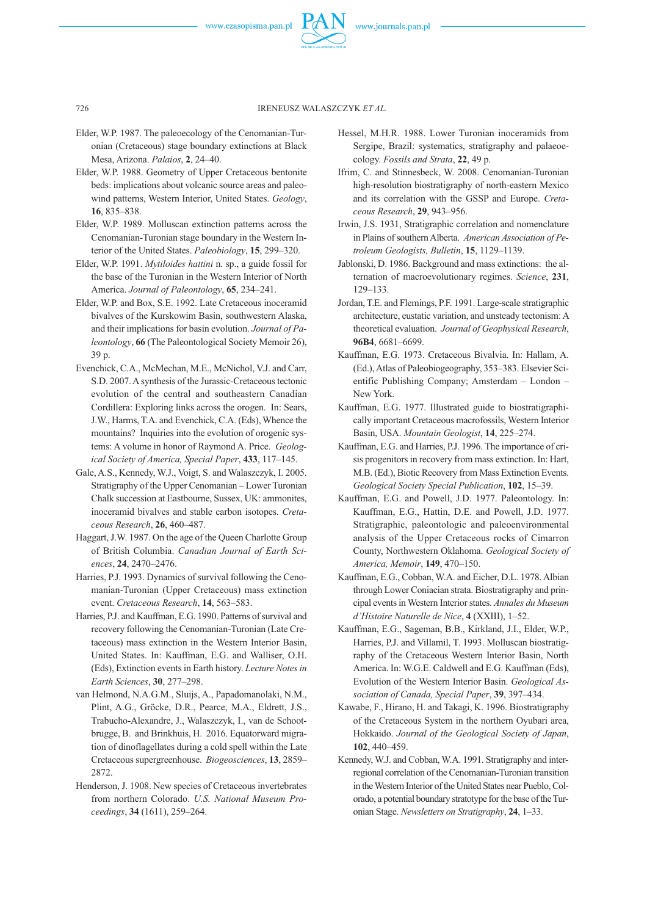Elder, W.P. 1987. The paleoecology of the Cenomanian-Turonian (Cretaceous) stage boundary extinctions at Black Mesa, Arizona. *Palaios*, **2**, 24–40.

Elder, W.P. 1988. Geometry of Upper Cretaceous bentonite beds: implications about volcanic source areas and paleowind patterns, Western Interior, United States. *Geology*, **16**, 835–838.

Elder, W.P. 1989. Molluscan extinction patterns across the Cenomanian-Turonian stage boundary in the Western Interior of the United States. *Paleobiology*, **15**, 299–320.

Elder, W.P. 1991. *Mytiloides hattini* n. sp., a guide fossil for the base of the Turonian in the Western Interior of North America. *Journal of Paleontology*, **65**, 234–241.

Elder, W.P. and Box, S.E. 1992. Late Cretaceous inoceramid bivalves of the Kurskowim Basin, southwestern Alaska, and their implications for basin evolution. *Journal of Paleontology*, **66** (The Paleontological Society Memoir 26), 39 p.

Evenchick, C.A., McMechan, M.E., McNichol, V.J. and Carr, S.D. 2007. A synthesis of the Jurassic-Cretaceous tectonic evolution of the central and southeastern Canadian Cordillera: Exploring links across the orogen. In: Sears, J.W., Harms, T.A. and Evenchick, C.A. (Eds), Whence the mountains? Inquiries into the evolution of orogenic systems: A volume in honor of Raymond A. Price. *Geological Society of America, Special Paper*, **433**, 117–145.

Gale, A.S., Kennedy, W.J., Voigt, S. and Walaszczyk, I. 2005. Stratigraphy of the Upper Cenomanian – Lower Turonian Chalk succession at Eastbourne, Sussex, UK: ammonites, inoceramid bivalves and stable carbon isotopes. *Cretaceous Research*, **26**, 460–487.

Haggart, J.W. 1987. On the age of the Queen Charlotte Group of British Columbia. *Canadian Journal of Earth Sciences*, **24**, 2470–2476.

Harries, P.J. 1993. Dynamics of survival following the Cenomanian-Turonian (Upper Cretaceous) mass extinction event. *Cretaceous Research*, **14**, 563–583.

Harries, P.J. and Kauffman, E.G. 1990. Patterns of survival and recovery following the Cenomanian-Turonian (Late Cretaceous) mass extinction in the Western Interior Basin, United States. In: Kauffman, E.G. and Walliser, O.H. (Eds), Extinction events in Earth history. *Lecture Notes in Earth Sciences*, **30**, 277–298.

van Helmond, N.A.G.M., Sluijs, A., Papadomanolaki, N.M., Plint, A.G., Gröcke, D.R., Pearce, M.A., Eldrett, J.S., Trabucho-Alexandre, J., Walaszczyk, I., van de Schootbrugge, B. and Brinkhuis, H. 2016. Equatorward migration of dinoflagellates during a cold spell within the Late Cretaceous supergreenhouse. *Biogeosciences*, **13**, 2859–2872.

Henderson, J. 1908. New species of Cretaceous invertebrates from northern Colorado. *U.S. National Museum Proceedings*, **34** (1611), 259–264.

Hessel, M.H.R. 1988. Lower Turonian inoceramids from Sergipe, Brazil: systematics, stratigraphy and palaeoecology. *Fossils and Strata*, **22**, 49 p.

Ifrim, C. and Stinnesbeck, W. 2008. Cenomanian-Turonian high-resolution biostratigraphy of north-eastern Mexico and its correlation with the GSSP and Europe. *Cretaceous Research*, **29**, 943–956.

Irwin, J.S. 1931, Stratigraphic correlation and nomenclature in Plains of southern Alberta. *American Association of Petroleum Geologists, Bulletin*, **15**, 1129–1139.

Jablonski, D. 1986. Background and mass extinctions: the alternation of macroevolutionary regimes. *Science*, **231**, 129–133.

Jordan, T.E. and Flemings, P.F. 1991. Large-scale stratigraphic architecture, eustatic variation, and unsteady tectonism: A theoretical evaluation. *Journal of Geophysical Research*, **96B4**, 6681–6699.

Kauffman, E.G. 1973. Cretaceous Bivalvia. In: Hallam, A. (Ed.), Atlas of Paleobiogeography, 353–383. Elsevier Scientific Publishing Company; Amsterdam – London – New York.

Kauffman, E.G. 1977. Illustrated guide to biostratigraphically important Cretaceous macrofossils, Western Interior Basin, USA. *Mountain Geologist*, **14**, 225–274.

Kauffman, E.G. and Harries, P.J. 1996. The importance of crisis progenitors in recovery from mass extinction. In: Hart, M.B. (Ed.), Biotic Recovery from Mass Extinction Events. *Geological Society Special Publication*, **102**, 15–39.

Kauffman, E.G. and Powell, J.D. 1977. Paleontology. In: Kauffman, E.G., Hattin, D.E. and Powell, J.D. 1977. Stratigraphic, paleontologic and paleoenvironmental analysis of the Upper Cretaceous rocks of Cimarron County, Northwestern Oklahoma. *Geological Society of America, Memoir*, **149**, 470–150.

Kauffman, E.G., Cobban, W.A. and Eicher, D.L. 1978. Albian through Lower Coniacian strata. Biostratigraphy and principal events in Western Interior states. *Annales du Museum d'Histoire Naturelle de Nice*, **4** (XXIII), 1–52.

Kauffman, E.G., Sageman, B.B., Kirkland, J.I., Elder, W.P., Harries, P.J. and Villamil, T. 1993. Molluscan biostratigraphy of the Cretaceous Western Interior Basin, North America. In: W.G.E. Caldwell and E.G. Kauffman (Eds), Evolution of the Western Interior Basin. *Geological Association of Canada, Special Paper*, **39**, 397–434.

Kawabe, F., Hirano, H. and Takagi, K. 1996. Biostratigraphy of the Cretaceous System in the northern Oyubari area, Hokkaido. *Journal of the Geological Society of Japan*, **102**, 440–459.

Kennedy, W.J. and Cobban, W.A. 1991. Stratigraphy and interregional correlation of the Cenomanian-Turonian transition in the Western Interior of the United States near Pueblo, Colorado, a potential boundary stratotype for the base of the Turonian Stage. *Newsletters on Stratigraphy*, **24**, 1–33.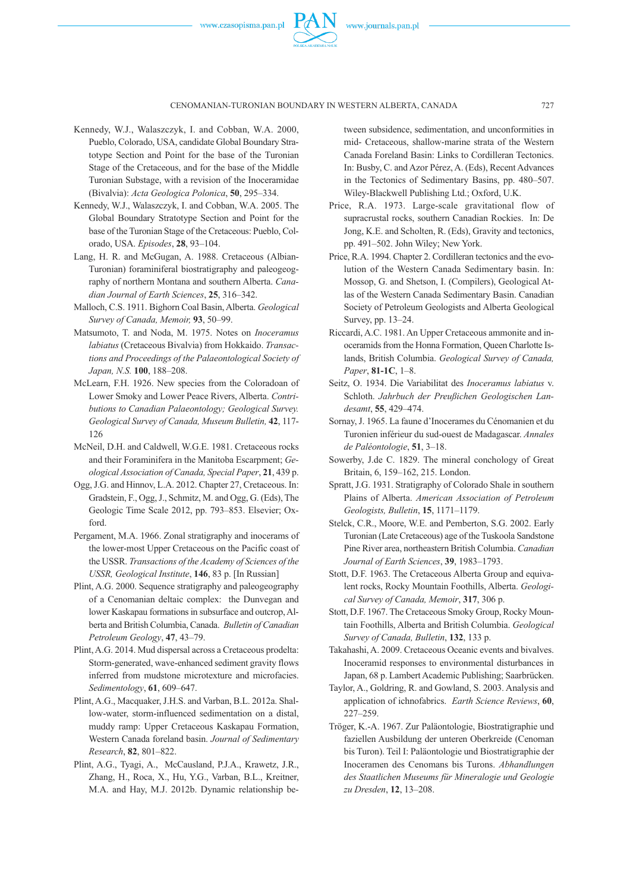Kennedy, W.J., Walaszczyk, I. and Cobban, W.A. 2000, Pueblo, Colorado, USA, candidate Global Boundary Stratotype Section and Point for the base of the Turonian Stage of the Cretaceous, and for the base of the Middle Turonian Substage, with a revision of the Inoceramidae (Bivalvia): *Acta Geologica Polonica*, **50**, 295–334.

Kennedy, W.J., Walaszczyk, I. and Cobban, W.A. 2005. The Global Boundary Stratotype Section and Point for the base of the Turonian Stage of the Cretaceous: Pueblo, Colorado, USA. *Episodes*, **28**, 93–104.

Lang, H. R. and McGugan, A. 1988. Cretaceous (Albian-Turonian) foraminiferal biostratigraphy and paleogeography of northern Montana and southern Alberta. *Canadian Journal of Earth Sciences*, **25**, 316–342.

Malloch, C.S. 1911. Bighorn Coal Basin, Alberta. *Geological Survey of Canada, Memoir,* **93**, 50–99.

Matsumoto, T. and Noda, M. 1975. Notes on *Inoceramus labiatus* (Cretaceous Bivalvia) from Hokkaido. *Transactions and Proceedings of the Palaeontological Society of Japan, N.S.* **100**, 188–208.

McLearn, F.H. 1926. New species from the Coloradoan of Lower Smoky and Lower Peace Rivers, Alberta. *Contributions to Canadian Palaeontology; Geological Survey. Geological Survey of Canada, Museum Bulletin,* **42**, 117-126

McNeil, D.H. and Caldwell, W.G.E. 1981. Cretaceous rocks and their Foraminifera in the Manitoba Escarpment; *Geological Association of Canada, Special Paper*, **21**, 439 p.

Ogg, J.G. and Hinnov, L.A. 2012. Chapter 27, Cretaceous. In: Gradstein, F., Ogg, J., Schmitz, M. and Ogg, G. (Eds), The Geologic Time Scale 2012, pp. 793–853. Elsevier; Oxford.

Pergament, M.A. 1966. Zonal stratigraphy and inocerams of the lower-most Upper Cretaceous on the Pacific coast of the USSR. *Transactions of the Academy of Sciences of the USSR, Geological Institute*, **146**, 83 p. [In Russian]

Plint, A.G. 2000. Sequence stratigraphy and paleogeography of a Cenomanian deltaic complex: the Dunvegan and lower Kaskapau formations in subsurface and outcrop, Alberta and British Columbia, Canada. *Bulletin of Canadian Petroleum Geology*, **47**, 43–79.

Plint, A.G. 2014. Mud dispersal across a Cretaceous prodelta: Storm-generated, wave-enhanced sediment gravity flows inferred from mudstone microtexture and microfacies. *Sedimentology*, **61**, 609–647.

Plint, A.G., Macquaker, J.H.S. and Varban, B.L. 2012a. Shallow-water, storm-influenced sedimentation on a distal, muddy ramp: Upper Cretaceous Kaskapau Formation, Western Canada foreland basin. *Journal of Sedimentary Research*, **82**, 801–822.

Plint, A.G., Tyagi, A., McCausland, P.J.A., Krawetz, J.R., Zhang, H., Roca, X., Hu, Y.G., Varban, B.L., Kreitner, M.A. and Hay, M.J. 2012b. Dynamic relationship between subsidence, sedimentation, and unconformities in mid- Cretaceous, shallow-marine strata of the Western Canada Foreland Basin: Links to Cordilleran Tectonics. In: Busby, C. and Azor Pérez, A. (Eds), Recent Advances in the Tectonics of Sedimentary Basins, pp. 480–507. Wiley-Blackwell Publishing Ltd.; Oxford, U.K.

Price, R.A. 1973. Large-scale gravitational flow of supracrustal rocks, southern Canadian Rockies. In: De Jong, K.E. and Scholten, R. (Eds), Gravity and tectonics, pp. 491–502. John Wiley; New York.

Price, R.A. 1994. Chapter 2. Cordilleran tectonics and the evolution of the Western Canada Sedimentary basin. In: Mossop, G. and Shetson, I. (Compilers), Geological Atlas of the Western Canada Sedimentary Basin. Canadian Society of Petroleum Geologists and Alberta Geological Survey, pp. 13–24.

Riccardi, A.C. 1981. An Upper Cretaceous ammonite and inoceramids from the Honna Formation, Queen Charlotte Islands, British Columbia. *Geological Survey of Canada, Paper*, **81-1C**, 1–8.

Seitz, O. 1934. Die Variabilitat des *Inoceramus labiatus* v. Schloth. *Jahrbuch der Preußichen Geologischen Landesamt*, **55**, 429–474.

Sornay, J. 1965. La faune d'Inocerames du Cénomanien et du Turonien inférieur du sud-ouest de Madagascar. *Annales de Paléontologie*, **51**, 3–18.

Sowerby, J.de C. 1829. The mineral conchology of Great Britain, 6, 159–162, 215. London.

Spratt, J.G. 1931. Stratigraphy of Colorado Shale in southern Plains of Alberta. *American Association of Petroleum Geologists, Bulletin*, **15**, 1171–1179.

Stelck, C.R., Moore, W.E. and Pemberton, S.G. 2002. Early Turonian (Late Cretaceous) age of the Tuskoola Sandstone Pine River area, northeastern British Columbia. *Canadian Journal of Earth Sciences*, **39**, 1983–1793.

Stott, D.F. 1963. The Cretaceous Alberta Group and equivalent rocks, Rocky Mountain Foothills, Alberta. *Geological Survey of Canada, Memoir*, **317**, 306 p.

Stott, D.F. 1967. The Cretaceous Smoky Group, Rocky Mountain Foothills, Alberta and British Columbia. *Geological Survey of Canada, Bulletin*, **132**, 133 p.

Takahashi, A. 2009. Cretaceous Oceanic events and bivalves. Inoceramid responses to environmental disturbances in Japan, 68 p. Lambert Academic Publishing; Saarbrücken.

Taylor, A., Goldring, R. and Gowland, S. 2003. Analysis and application of ichnofabrics. *Earth Science Reviews*, **60**, 227–259.

Tröger, K.-A. 1967. Zur Paläontologie, Biostratigraphie und faziellen Ausbildung der unteren Oberkreide (Cenoman bis Turon). Teil I: Paläontologie und Biostratigraphie der Inoceramen des Cenomans bis Turons. *Abhandlungen des Staatlichen Museums für Mineralogie und Geologie zu Dresden*, **12**, 13–208.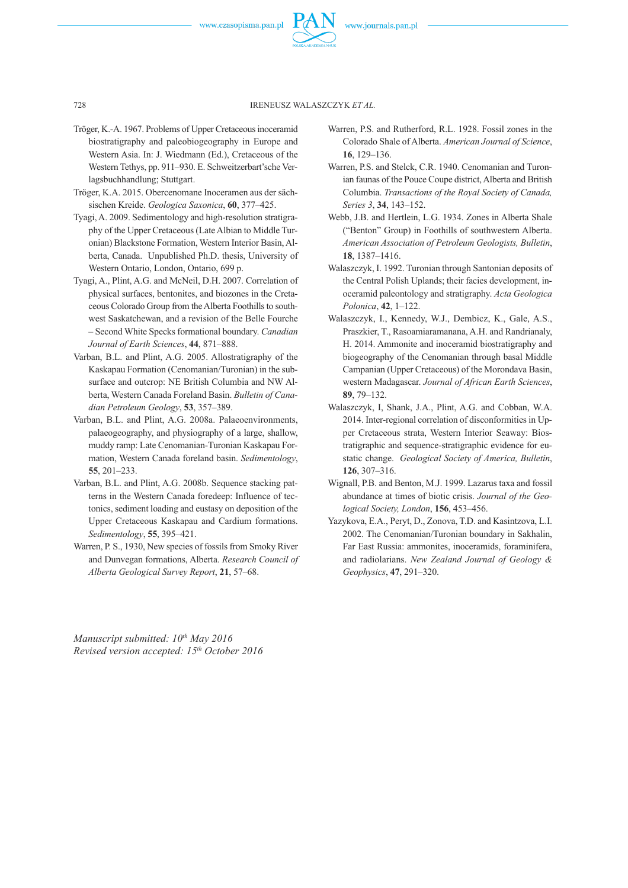Tröger, K.-A. 1967. Problems of Upper Cretaceous inoceramid biostratigraphy and paleobiogeography in Europe and Western Asia. In: J. Wiedmann (Ed.), Cretaceous of the Western Tethys, pp. 911–930. E. Schweitzerbart'sche Verlagsbuchhandlung; Stuttgart.

Tröger, K.A. 2015. Obercenomane Inoceramen aus der sächsischen Kreide. *Geologica Saxonica*, **60**, 377–425.

Tyagi, A. 2009. Sedimentology and high-resolution stratigraphy of the Upper Cretaceous (Late Albian to Middle Turonian) Blackstone Formation, Western Interior Basin, Alberta, Canada. Unpublished Ph.D. thesis, University of Western Ontario, London, Ontario, 699 p.

Tyagi, A., Plint, A.G. and McNeil, D.H. 2007. Correlation of physical surfaces, bentonites, and biozones in the Cretaceous Colorado Group from the Alberta Foothills to southwest Saskatchewan, and a revision of the Belle Fourche – Second White Specks formational boundary. *Canadian Journal of Earth Sciences*, **44**, 871–888.

Varban, B.L. and Plint, A.G. 2005. Allostratigraphy of the Kaskapau Formation (Cenomanian/Turonian) in the subsurface and outcrop: NE British Columbia and NW Alberta, Western Canada Foreland Basin. *Bulletin of Canadian Petroleum Geology*, **53**, 357–389.

Varban, B.L. and Plint, A.G. 2008a. Palaeoenvironments, palaeogeography, and physiography of a large, shallow, muddy ramp: Late Cenomanian-Turonian Kaskapau Formation, Western Canada foreland basin. *Sedimentology*, **55**, 201–233.

Varban, B.L. and Plint, A.G. 2008b. Sequence stacking patterns in the Western Canada foredeep: Influence of tectonics, sediment loading and eustasy on deposition of the Upper Cretaceous Kaskapau and Cardium formations. *Sedimentology*, **55**, 395–421.

Warren, P. S., 1930, New species of fossils from Smoky River and Dunvegan formations, Alberta. *Research Council of Alberta Geological Survey Report*, **21**, 57–68.

Warren, P.S. and Rutherford, R.L. 1928. Fossil zones in the Colorado Shale of Alberta. *American Journal of Science*, **16**, 129–136.

Warren, P.S. and Stelck, C.R. 1940. Cenomanian and Turonian faunas of the Pouce Coupe district, Alberta and British Columbia. *Transactions of the Royal Society of Canada, Series 3*, **34**, 143–152.

Webb, J.B. and Hertlein, L.G. 1934. Zones in Alberta Shale ("Benton" Group) in Foothills of southwestern Alberta. *American Association of Petroleum Geologists, Bulletin*, **18**, 1387–1416.

Walaszczyk, I. 1992. Turonian through Santonian deposits of the Central Polish Uplands; their facies development, inoceramid paleontology and stratigraphy. *Acta Geologica Polonica*, **42**, 1–122.

Walaszczyk, I., Kennedy, W.J., Dembicz, K., Gale, A.S., Praszkier, T., Rasoamiaramanana, A.H. and Randrianaly, H. 2014. Ammonite and inoceramid biostratigraphy and biogeography of the Cenomanian through basal Middle Campanian (Upper Cretaceous) of the Morondava Basin, western Madagascar. *Journal of African Earth Sciences*, **89**, 79–132.

Walaszczyk, I, Shank, J.A., Plint, A.G. and Cobban, W.A. 2014. Inter-regional correlation of disconformities in Upper Cretaceous strata, Western Interior Seaway: Biostratigraphic and sequence-stratigraphic evidence for eustatic change. *Geological Society of America, Bulletin*, **126**, 307–316.

Wignall, P.B. and Benton, M.J. 1999. Lazarus taxa and fossil abundance at times of biotic crisis. *Journal of the Geological Society, London*, **156**, 453–456.

Yazykova, E.A., Peryt, D., Zonova, T.D. and Kasintzova, L.I. 2002. The Cenomanian/Turonian boundary in Sakhalin, Far East Russia: ammonites, inoceramids, foraminifera, and radiolarians. *New Zealand Journal of Geology & Geophysics*, **47**, 291–320.

*Manuscript submitted: 10th May 2016*
*Revised version accepted: 15th October 2016*